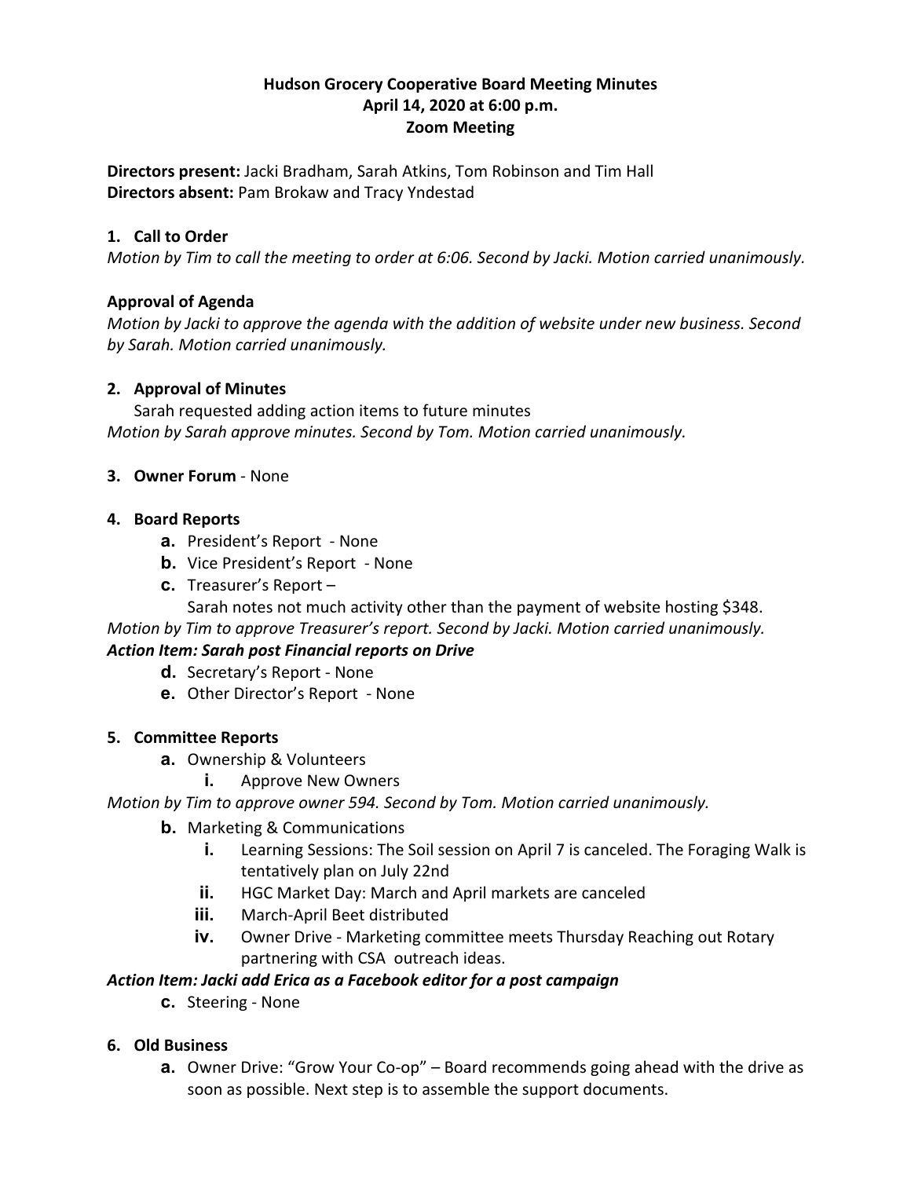**Hudson Grocery Cooperative Board Meeting Minutes**
**April 14, 2020 at 6:00 p.m.**
**Zoom Meeting**

**Directors present:** Jacki Bradham, Sarah Atkins, Tom Robinson and Tim Hall
**Directors absent:** Pam Brokaw and Tracy Yndestad

**1. Call to Order**

*Motion by Tim to call the meeting to order at 6:06. Second by Jacki. Motion carried unanimously.*

**Approval of Agenda**

*Motion by Jacki to approve the agenda with the addition of website under new business. Second by Sarah. Motion carried unanimously.*

**2. Approval of Minutes**

Sarah requested adding action items to future minutes

*Motion by Sarah approve minutes. Second by Tom. Motion carried unanimously.*

**3. Owner Forum** - None

**4. Board Reports**

a. President's Report - None
b. Vice President's Report - None
c. Treasurer's Report –
   Sarah notes not much activity other than the payment of website hosting $348.

*Motion by Tim to approve Treasurer's report. Second by Jacki. Motion carried unanimously.*

***Action Item: Sarah post Financial reports on Drive***

d. Secretary's Report - None
e. Other Director's Report - None

**5. Committee Reports**

a. Ownership & Volunteers
   i. Approve New Owners

*Motion by Tim to approve owner 594. Second by Tom. Motion carried unanimously.*

b. Marketing & Communications
   i. Learning Sessions: The Soil session on April 7 is canceled. The Foraging Walk is tentatively plan on July 22nd
   ii. HGC Market Day: March and April markets are canceled
   iii. March-April Beet distributed
   iv. Owner Drive - Marketing committee meets Thursday Reaching out Rotary partnering with CSA outreach ideas.

***Action Item: Jacki add Erica as a Facebook editor for a post campaign***

c. Steering - None

**6. Old Business**

a. Owner Drive: "Grow Your Co-op" – Board recommends going ahead with the drive as soon as possible. Next step is to assemble the support documents.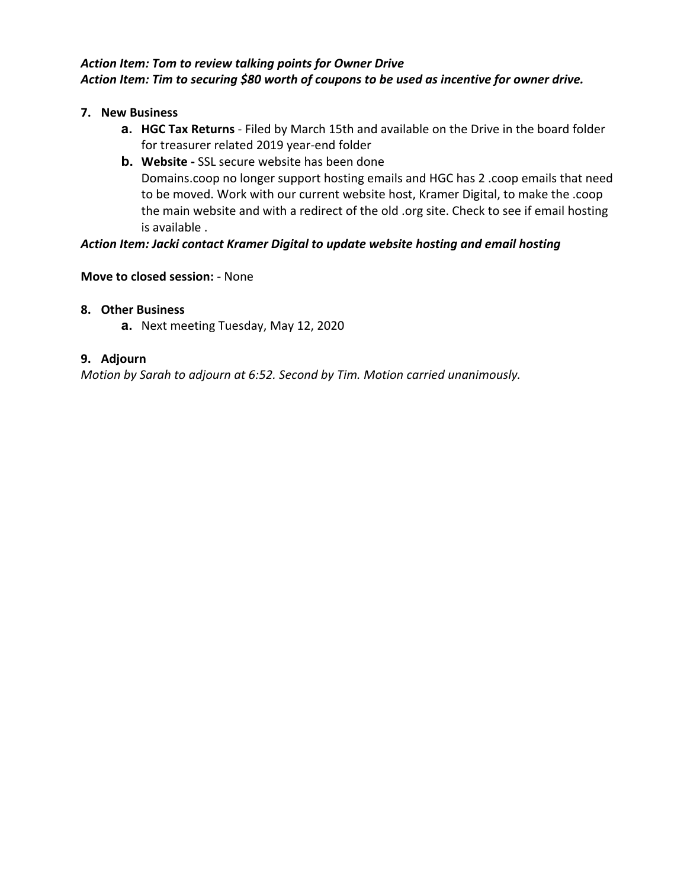***Action Item: Tom to review talking points for Owner Drive***
***Action Item: Tim to securing $80 worth of coupons to be used as incentive for owner drive.***

7. **New Business**
    a. **HGC Tax Returns** - Filed by March 15th and available on the Drive in the board folder for treasurer related 2019 year-end folder
    b. **Website -** SSL secure website has been done
    Domains.coop no longer support hosting emails and HGC has 2 .coop emails that need to be moved. Work with our current website host, Kramer Digital, to make the .coop the main website and with a redirect of the old .org site. Check to see if email hosting is available .

***Action Item: Jacki contact Kramer Digital to update website hosting and email hosting***

**Move to closed session:** - None

8. **Other Business**
    a. Next meeting Tuesday, May 12, 2020

9. **Adjourn**

*Motion by Sarah to adjourn at 6:52. Second by Tim. Motion carried unanimously.*